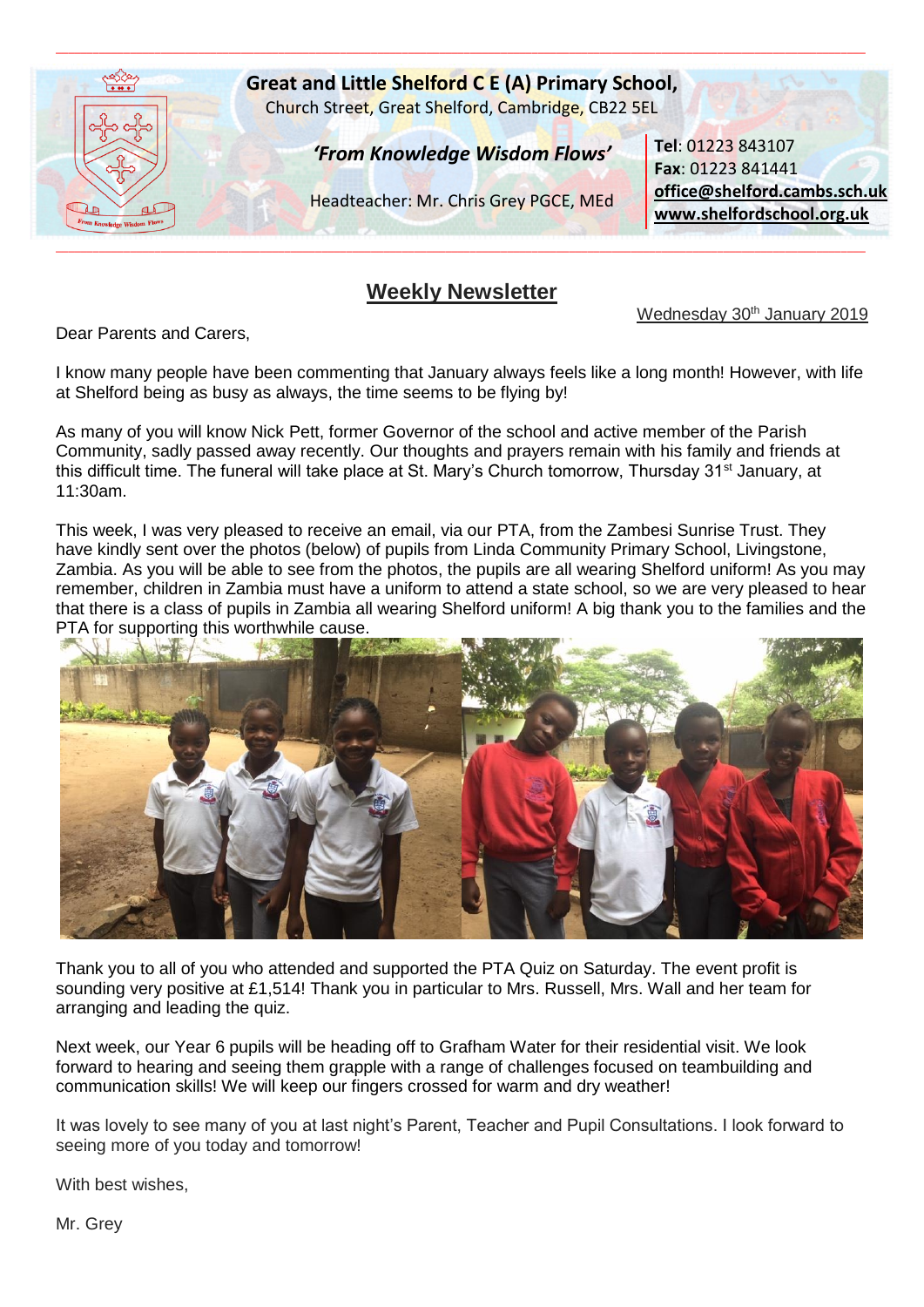# Great and Little Shelford C E (A) Primary School,

Church Street, Great Shelford, Cambridge, CB22 5EL

*'From Knowledge Wisdom Flows'*

Headteacher: Mr. Chris Grey PGCE, MEd

**Tel**: 01223 843107
**Fax**: 01223 841441
**office@shelford.cambs.sch.uk**
**www.shelfordschool.org.uk**

## Weekly Newsletter

Wednesday 30th January 2019

Dear Parents and Carers,

I know many people have been commenting that January always feels like a long month! However, with life at Shelford being as busy as always, the time seems to be flying by!

As many of you will know Nick Pett, former Governor of the school and active member of the Parish Community, sadly passed away recently. Our thoughts and prayers remain with his family and friends at this difficult time. The funeral will take place at St. Mary's Church tomorrow, Thursday 31st January, at 11:30am.

This week, I was very pleased to receive an email, via our PTA, from the Zambesi Sunrise Trust. They have kindly sent over the photos (below) of pupils from Linda Community Primary School, Livingstone, Zambia. As you will be able to see from the photos, the pupils are all wearing Shelford uniform! As you may remember, children in Zambia must have a uniform to attend a state school, so we are very pleased to hear that there is a class of pupils in Zambia all wearing Shelford uniform! A big thank you to the families and the PTA for supporting this worthwhile cause.

Thank you to all of you who attended and supported the PTA Quiz on Saturday. The event profit is sounding very positive at £1,514! Thank you in particular to Mrs. Russell, Mrs. Wall and her team for arranging and leading the quiz.

Next week, our Year 6 pupils will be heading off to Grafham Water for their residential visit. We look forward to hearing and seeing them grapple with a range of challenges focused on teambuilding and communication skills! We will keep our fingers crossed for warm and dry weather!

It was lovely to see many of you at last night's Parent, Teacher and Pupil Consultations. I look forward to seeing more of you today and tomorrow!

With best wishes,

Mr. Grey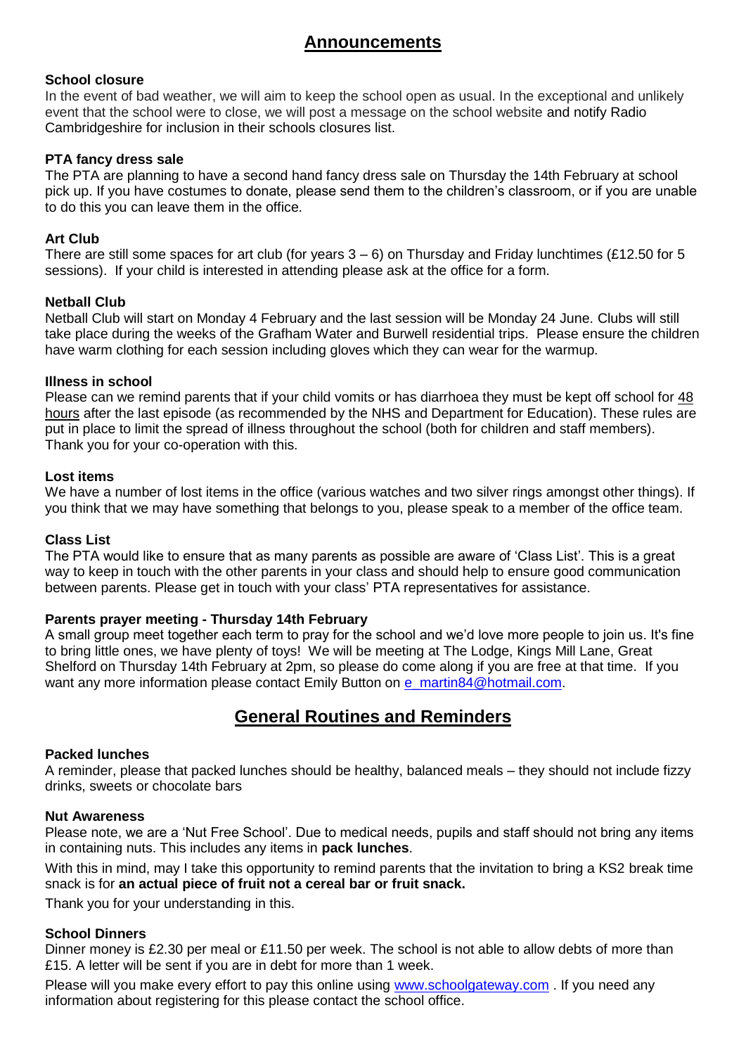## Announcements

### School closure

In the event of bad weather, we will aim to keep the school open as usual. In the exceptional and unlikely event that the school were to close, we will post a message on the school website and notify Radio Cambridgeshire for inclusion in their schools closures list.

### PTA fancy dress sale

The PTA are planning to have a second hand fancy dress sale on Thursday the 14th February at school pick up. If you have costumes to donate, please send them to the children's classroom, or if you are unable to do this you can leave them in the office.

### Art Club

There are still some spaces for art club (for years 3 – 6) on Thursday and Friday lunchtimes (£12.50 for 5 sessions). If your child is interested in attending please ask at the office for a form.

### Netball Club

Netball Club will start on Monday 4 February and the last session will be Monday 24 June. Clubs will still take place during the weeks of the Grafham Water and Burwell residential trips. Please ensure the children have warm clothing for each session including gloves which they can wear for the warmup.

### Illness in school

Please can we remind parents that if your child vomits or has diarrhoea they must be kept off school for 48 hours after the last episode (as recommended by the NHS and Department for Education). These rules are put in place to limit the spread of illness throughout the school (both for children and staff members). Thank you for your co-operation with this.

### Lost items

We have a number of lost items in the office (various watches and two silver rings amongst other things). If you think that we may have something that belongs to you, please speak to a member of the office team.

### Class List

The PTA would like to ensure that as many parents as possible are aware of 'Class List'. This is a great way to keep in touch with the other parents in your class and should help to ensure good communication between parents. Please get in touch with your class' PTA representatives for assistance.

### Parents prayer meeting - Thursday 14th February

A small group meet together each term to pray for the school and we'd love more people to join us. It's fine to bring little ones, we have plenty of toys! We will be meeting at The Lodge, Kings Mill Lane, Great Shelford on Thursday 14th February at 2pm, so please do come along if you are free at that time. If you want any more information please contact Emily Button on e_martin84@hotmail.com.

## General Routines and Reminders

### Packed lunches

A reminder, please that packed lunches should be healthy, balanced meals – they should not include fizzy drinks, sweets or chocolate bars

### Nut Awareness

Please note, we are a 'Nut Free School'. Due to medical needs, pupils and staff should not bring any items in containing nuts. This includes any items in **pack lunches**.

With this in mind, may I take this opportunity to remind parents that the invitation to bring a KS2 break time snack is for **an actual piece of fruit not a cereal bar or fruit snack.**

Thank you for your understanding in this.

### School Dinners

Dinner money is £2.30 per meal or £11.50 per week. The school is not able to allow debts of more than £15. A letter will be sent if you are in debt for more than 1 week.

Please will you make every effort to pay this online using www.schoolgateway.com . If you need any information about registering for this please contact the school office.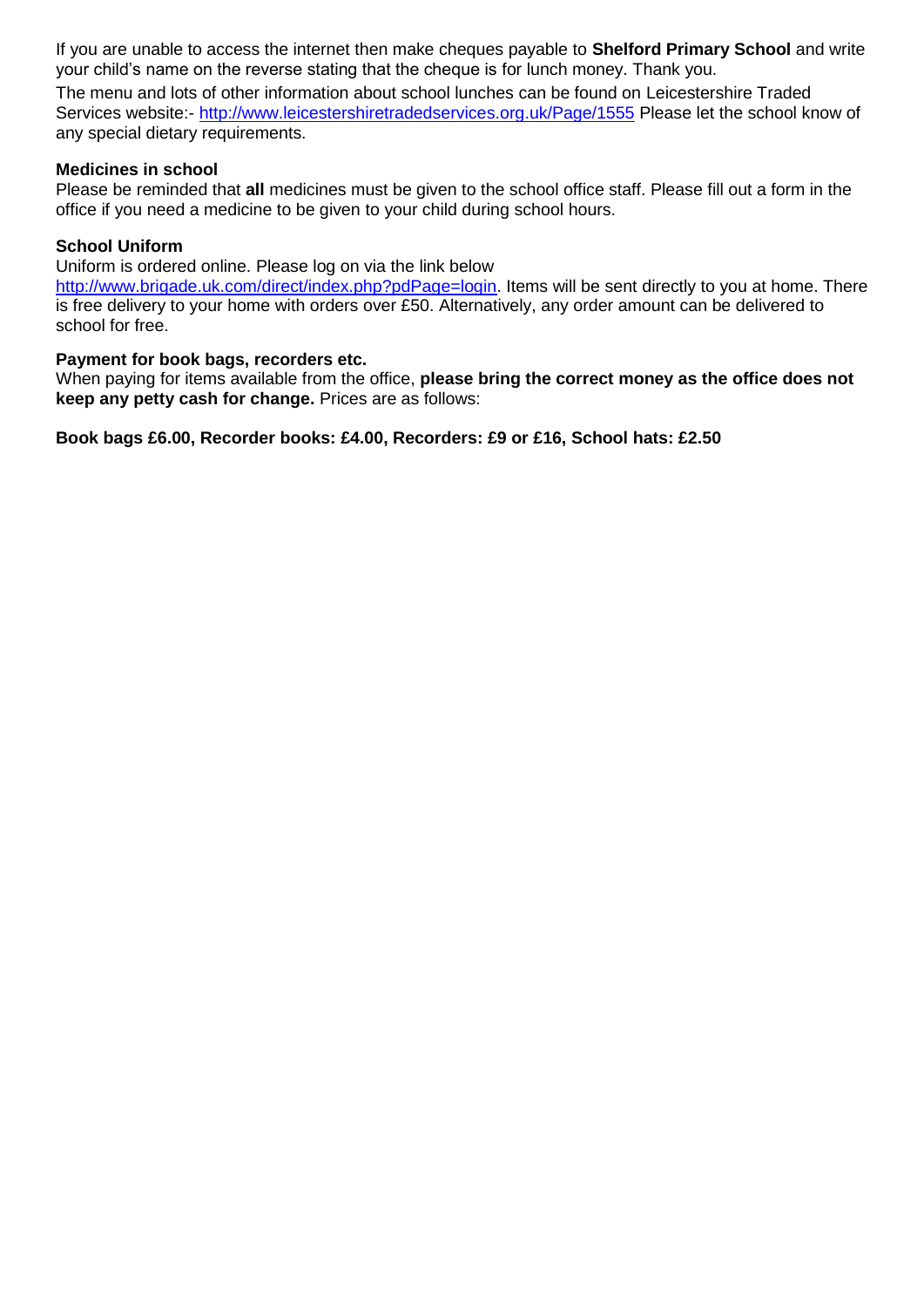If you are unable to access the internet then make cheques payable to **Shelford Primary School** and write your child's name on the reverse stating that the cheque is for lunch money. Thank you.

The menu and lots of other information about school lunches can be found on Leicestershire Traded Services website:- http://www.leicestershiretradedservices.org.uk/Page/1555 Please let the school know of any special dietary requirements.

**Medicines in school**

Please be reminded that **all** medicines must be given to the school office staff. Please fill out a form in the office if you need a medicine to be given to your child during school hours.

**School Uniform**

Uniform is ordered online. Please log on via the link below http://www.brigade.uk.com/direct/index.php?pdPage=login. Items will be sent directly to you at home. There is free delivery to your home with orders over £50. Alternatively, any order amount can be delivered to school for free.

**Payment for book bags, recorders etc.**

When paying for items available from the office, **please bring the correct money as the office does not keep any petty cash for change.** Prices are as follows:

**Book bags £6.00, Recorder books: £4.00, Recorders: £9 or £16, School hats: £2.50**